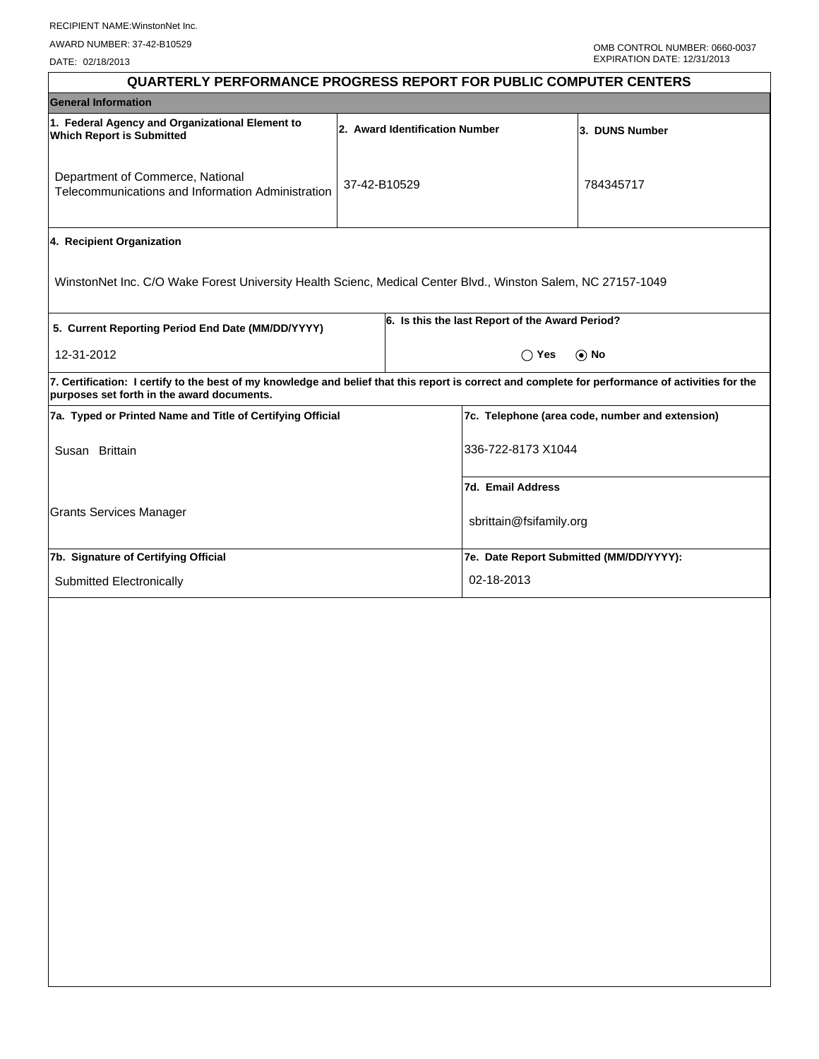RECIPIENT NAME:WinstonNet Inc.

AWARD NUMBER: 37-42-B10529

DATE: 02/18/2013

OMB CONTROL NUMBER: 0660-0037
EXPIRATION DATE: 12/31/2013

# QUARTERLY PERFORMANCE PROGRESS REPORT FOR PUBLIC COMPUTER CENTERS

## General Information

| 1. Federal Agency and Organizational Element to Which Report is Submitted | 2. Award Identification Number | 3. DUNS Number |
|---|---|---|
| Department of Commerce, National Telecommunications and Information Administration | 37-42-B10529 | 784345717 |

**4. Recipient Organization**

WinstonNet Inc. C/O Wake Forest University Health Scienc, Medical Center Blvd., Winston Salem, NC 27157-1049

| 5. Current Reporting Period End Date (MM/DD/YYYY) | 6. Is this the last Report of the Award Period? |
|---|---|
| 12-31-2012 | ◯ Yes ⦿ No |

**7. Certification: I certify to the best of my knowledge and belief that this report is correct and complete for performance of activities for the purposes set forth in the award documents.**

| 7a. Typed or Printed Name and Title of Certifying Official | 7c. Telephone (area code, number and extension) |
|---|---|
| Susan Brittain | 336-722-8173 X1044 |
| | **7d. Email Address** |
| Grants Services Manager | sbrittain@fsifamily.org |
| **7b. Signature of Certifying Official** | **7e. Date Report Submitted (MM/DD/YYYY):** |
| Submitted Electronically | 02-18-2013 |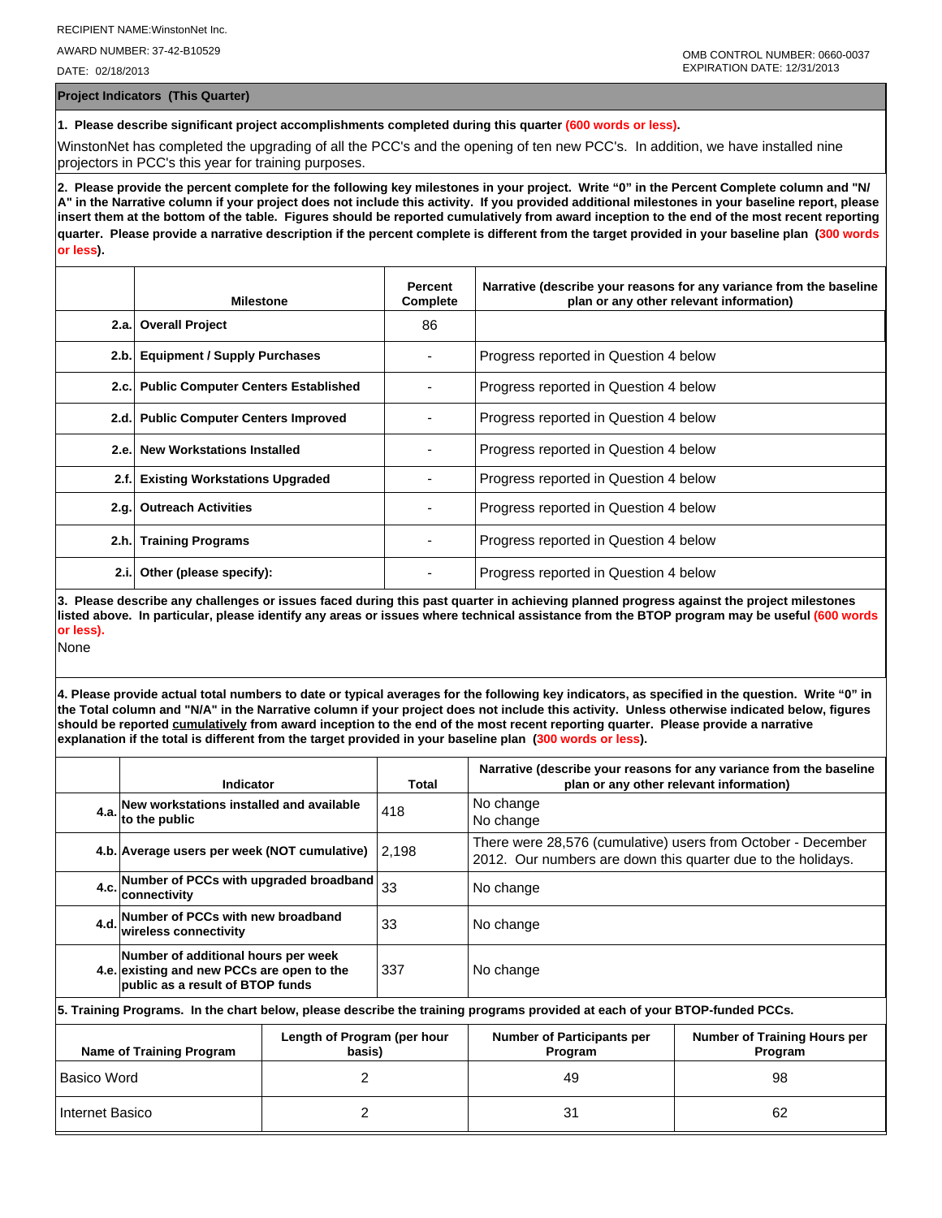RECIPIENT NAME:WinstonNet Inc.

AWARD NUMBER: 37-42-B10529

DATE: 02/18/2013

OMB CONTROL NUMBER: 0660-0037
EXPIRATION DATE: 12/31/2013

## Project Indicators (This Quarter)

**1. Please describe significant project accomplishments completed during this quarter (600 words or less).**

WinstonNet has completed the upgrading of all the PCC's and the opening of ten new PCC's. In addition, we have installed nine projectors in PCC's this year for training purposes.

**2. Please provide the percent complete for the following key milestones in your project. Write "0" in the Percent Complete column and "N/A" in the Narrative column if your project does not include this activity. If you provided additional milestones in your baseline report, please insert them at the bottom of the table. Figures should be reported cumulatively from award inception to the end of the most recent reporting quarter. Please provide a narrative description if the percent complete is different from the target provided in your baseline plan (300 words or less).**

| | Milestone | Percent Complete | Narrative (describe your reasons for any variance from the baseline plan or any other relevant information) |
|---|---|---|---|
| 2.a. | **Overall Project** | 86 | |
| 2.b. | **Equipment / Supply Purchases** | - | Progress reported in Question 4 below |
| 2.c. | **Public Computer Centers Established** | - | Progress reported in Question 4 below |
| 2.d. | **Public Computer Centers Improved** | - | Progress reported in Question 4 below |
| 2.e. | **New Workstations Installed** | - | Progress reported in Question 4 below |
| 2.f. | **Existing Workstations Upgraded** | - | Progress reported in Question 4 below |
| 2.g. | **Outreach Activities** | - | Progress reported in Question 4 below |
| 2.h. | **Training Programs** | - | Progress reported in Question 4 below |
| 2.i. | **Other (please specify):** | - | Progress reported in Question 4 below |

**3. Please describe any challenges or issues faced during this past quarter in achieving planned progress against the project milestones listed above. In particular, please identify any areas or issues where technical assistance from the BTOP program may be useful (600 words or less).**

None

**4. Please provide actual total numbers to date or typical averages for the following key indicators, as specified in the question. Write "0" in the Total column and "N/A" in the Narrative column if your project does not include this activity. Unless otherwise indicated below, figures should be reported cumulatively from award inception to the end of the most recent reporting quarter. Please provide a narrative explanation if the total is different from the target provided in your baseline plan (300 words or less).**

| | Indicator | Total | Narrative (describe your reasons for any variance from the baseline plan or any other relevant information) |
|---|---|---|---|
| 4.a. | **New workstations installed and available to the public** | 418 | No change<br>No change |
| 4.b. | **Average users per week (NOT cumulative)** | 2,198 | There were 28,576 (cumulative) users from October - December 2012. Our numbers are down this quarter due to the holidays. |
| 4.c. | **Number of PCCs with upgraded broadband connectivity** | 33 | No change |
| 4.d. | **Number of PCCs with new broadband wireless connectivity** | 33 | No change |
| 4.e. | **Number of additional hours per week existing and new PCCs are open to the public as a result of BTOP funds** | 337 | No change |

**5. Training Programs. In the chart below, please describe the training programs provided at each of your BTOP-funded PCCs.**

| Name of Training Program | Length of Program (per hour basis) | Number of Participants per Program | Number of Training Hours per Program |
|---|---|---|---|
| Basico Word | 2 | 49 | 98 |
| Internet Basico | 2 | 31 | 62 |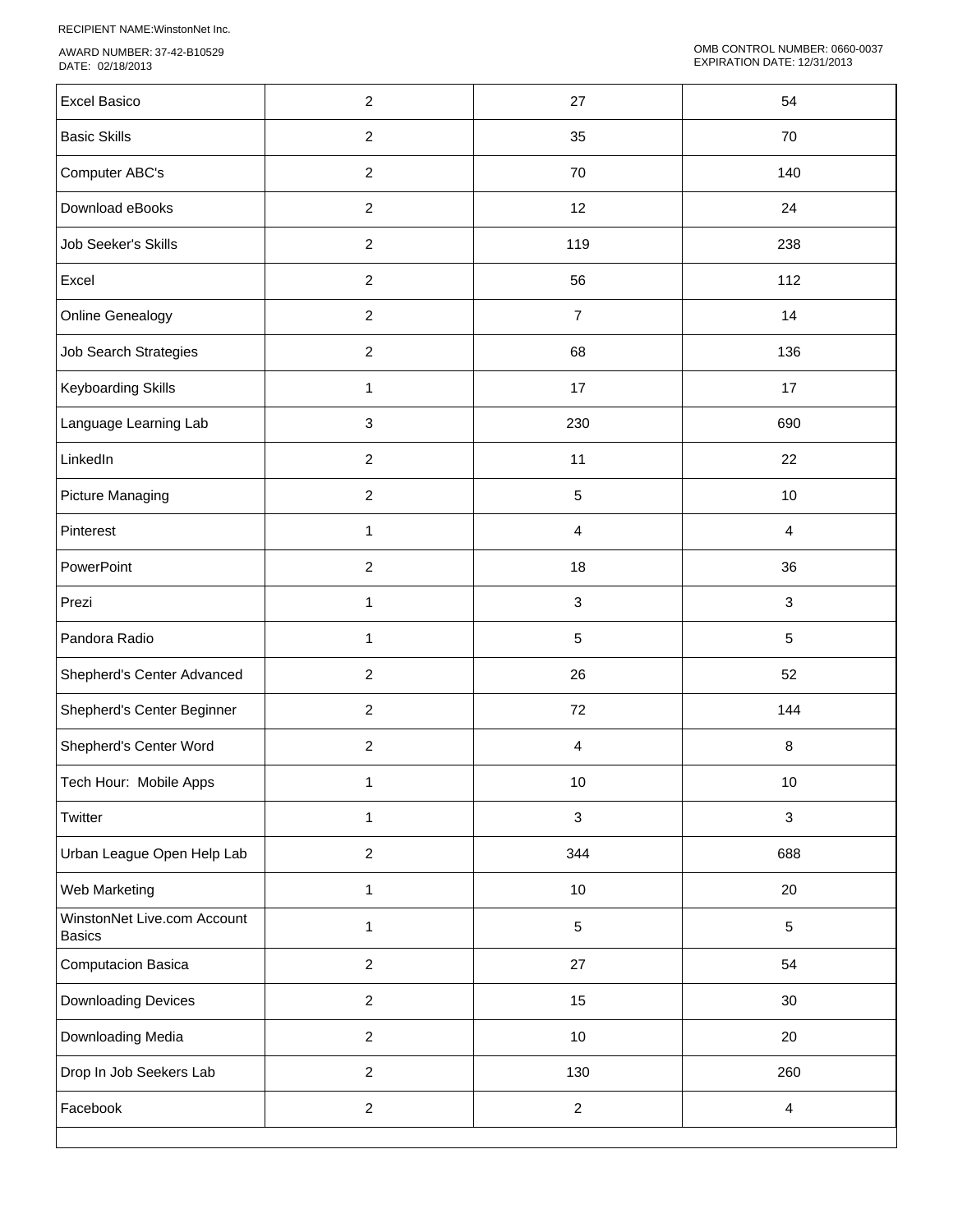RECIPIENT NAME:WinstonNet Inc.

AWARD NUMBER: 37-42-B10529
DATE: 02/18/2013

OMB CONTROL NUMBER: 0660-0037
EXPIRATION DATE: 12/31/2013

| | | | |
|---|---|---|---|
| Excel Basico | 2 | 27 | 54 |
| Basic Skills | 2 | 35 | 70 |
| Computer ABC's | 2 | 70 | 140 |
| Download eBooks | 2 | 12 | 24 |
| Job Seeker's Skills | 2 | 119 | 238 |
| Excel | 2 | 56 | 112 |
| Online Genealogy | 2 | 7 | 14 |
| Job Search Strategies | 2 | 68 | 136 |
| Keyboarding Skills | 1 | 17 | 17 |
| Language Learning Lab | 3 | 230 | 690 |
| LinkedIn | 2 | 11 | 22 |
| Picture Managing | 2 | 5 | 10 |
| Pinterest | 1 | 4 | 4 |
| PowerPoint | 2 | 18 | 36 |
| Prezi | 1 | 3 | 3 |
| Pandora Radio | 1 | 5 | 5 |
| Shepherd's Center Advanced | 2 | 26 | 52 |
| Shepherd's Center Beginner | 2 | 72 | 144 |
| Shepherd's Center Word | 2 | 4 | 8 |
| Tech Hour: Mobile Apps | 1 | 10 | 10 |
| Twitter | 1 | 3 | 3 |
| Urban League Open Help Lab | 2 | 344 | 688 |
| Web Marketing | 1 | 10 | 20 |
| WinstonNet Live.com Account Basics | 1 | 5 | 5 |
| Computacion Basica | 2 | 27 | 54 |
| Downloading Devices | 2 | 15 | 30 |
| Downloading Media | 2 | 10 | 20 |
| Drop In Job Seekers Lab | 2 | 130 | 260 |
| Facebook | 2 | 2 | 4 |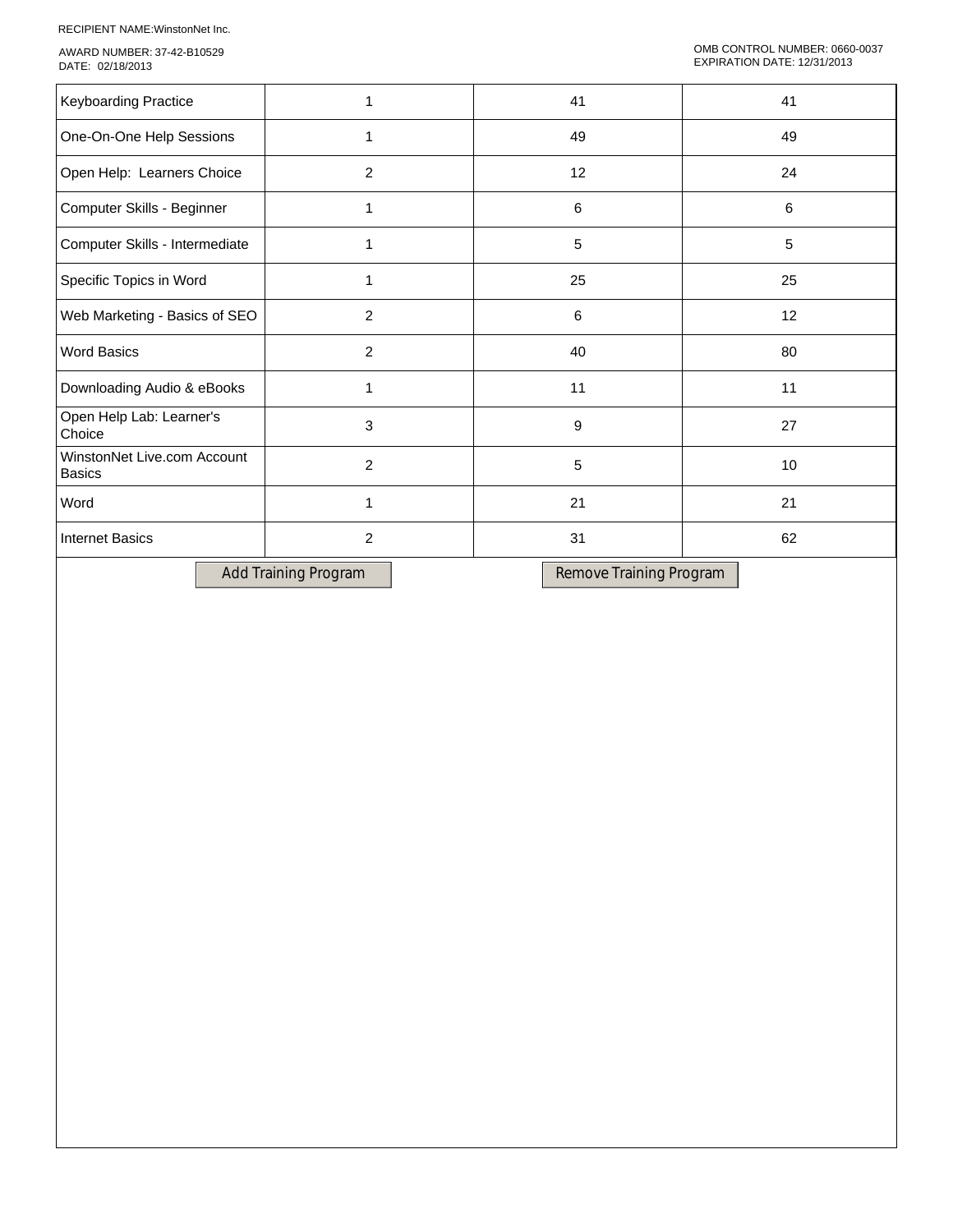RECIPIENT NAME:WinstonNet Inc.

AWARD NUMBER: 37-42-B10529
DATE: 02/18/2013

OMB CONTROL NUMBER: 0660-0037
EXPIRATION DATE: 12/31/2013

| | | | |
|---|---|---|---|
| Keyboarding Practice | 1 | 41 | 41 |
| One-On-One Help Sessions | 1 | 49 | 49 |
| Open Help: Learners Choice | 2 | 12 | 24 |
| Computer Skills - Beginner | 1 | 6 | 6 |
| Computer Skills - Intermediate | 1 | 5 | 5 |
| Specific Topics in Word | 1 | 25 | 25 |
| Web Marketing - Basics of SEO | 2 | 6 | 12 |
| Word Basics | 2 | 40 | 80 |
| Downloading Audio & eBooks | 1 | 11 | 11 |
| Open Help Lab: Learner's Choice | 3 | 9 | 27 |
| WinstonNet Live.com Account Basics | 2 | 5 | 10 |
| Word | 1 | 21 | 21 |
| Internet Basics | 2 | 31 | 62 |

Add Training Program

Remove Training Program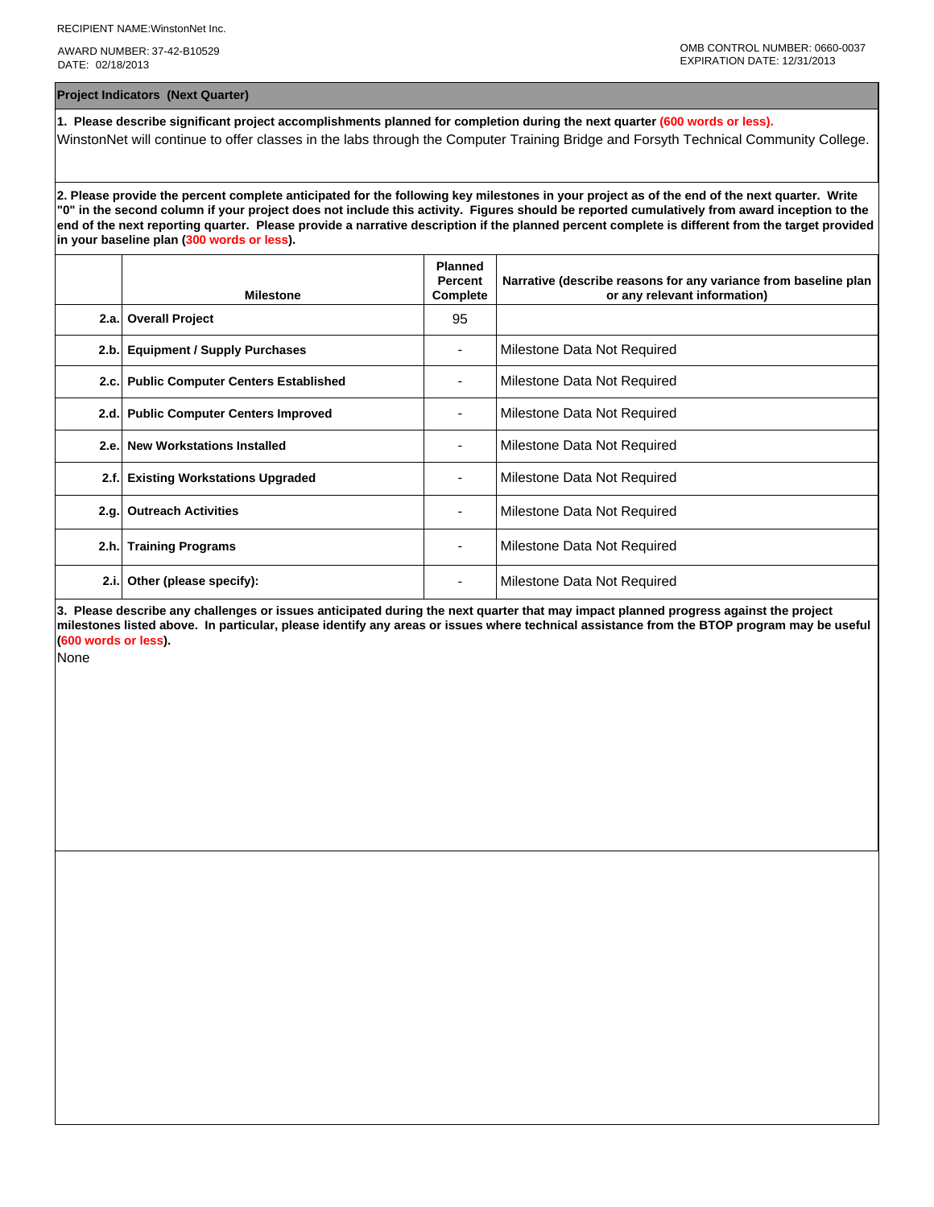RECIPIENT NAME:WinstonNet Inc.

AWARD NUMBER: 37-42-B10529
DATE: 02/18/2013

OMB CONTROL NUMBER: 0660-0037
EXPIRATION DATE: 12/31/2013

## Project Indicators (Next Quarter)

**1. Please describe significant project accomplishments planned for completion during the next quarter (600 words or less).**

WinstonNet will continue to offer classes in the labs through the Computer Training Bridge and Forsyth Technical Community College.

**2. Please provide the percent complete anticipated for the following key milestones in your project as of the end of the next quarter. Write "0" in the second column if your project does not include this activity. Figures should be reported cumulatively from award inception to the end of the next reporting quarter. Please provide a narrative description if the planned percent complete is different from the target provided in your baseline plan (300 words or less).**

| | Milestone | Planned Percent Complete | Narrative (describe reasons for any variance from baseline plan or any relevant information) |
|---|---|---|---|
| 2.a. | **Overall Project** | 95 | |
| 2.b. | **Equipment / Supply Purchases** | - | Milestone Data Not Required |
| 2.c. | **Public Computer Centers Established** | - | Milestone Data Not Required |
| 2.d. | **Public Computer Centers Improved** | - | Milestone Data Not Required |
| 2.e. | **New Workstations Installed** | - | Milestone Data Not Required |
| 2.f. | **Existing Workstations Upgraded** | - | Milestone Data Not Required |
| 2.g. | **Outreach Activities** | - | Milestone Data Not Required |
| 2.h. | **Training Programs** | - | Milestone Data Not Required |
| 2.i. | **Other (please specify):** | - | Milestone Data Not Required |

**3. Please describe any challenges or issues anticipated during the next quarter that may impact planned progress against the project milestones listed above. In particular, please identify any areas or issues where technical assistance from the BTOP program may be useful (600 words or less).**

None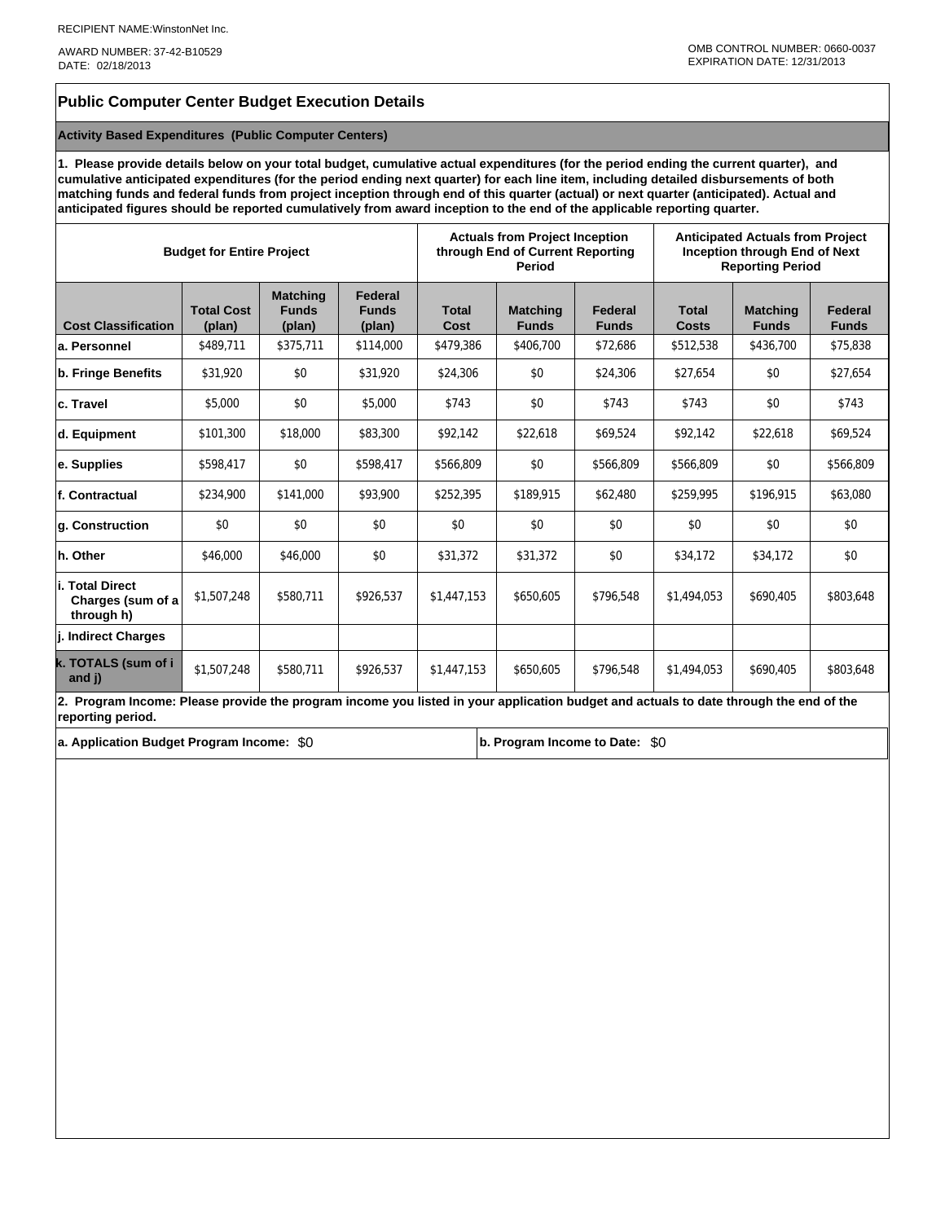RECIPIENT NAME:WinstonNet Inc.

AWARD NUMBER: 37-42-B10529
DATE: 02/18/2013

OMB CONTROL NUMBER: 0660-0037
EXPIRATION DATE: 12/31/2013

## Public Computer Center Budget Execution Details

**Activity Based Expenditures (Public Computer Centers)**

**1. Please provide details below on your total budget, cumulative actual expenditures (for the period ending the current quarter), and cumulative anticipated expenditures (for the period ending next quarter) for each line item, including detailed disbursements of both matching funds and federal funds from project inception through end of this quarter (actual) or next quarter (anticipated). Actual and anticipated figures should be reported cumulatively from award inception to the end of the applicable reporting quarter.**

| | Budget for Entire Project | | | Actuals from Project Inception through End of Current Reporting Period | | | Anticipated Actuals from Project Inception through End of Next Reporting Period | | |
|---|---|---|---|---|---|---|---|---|---|
| **Cost Classification** | **Total Cost (plan)** | **Matching Funds (plan)** | **Federal Funds (plan)** | **Total Cost** | **Matching Funds** | **Federal Funds** | **Total Costs** | **Matching Funds** | **Federal Funds** |
| a. Personnel | $489,711 | $375,711 | $114,000 | $479,386 | $406,700 | $72,686 | $512,538 | $436,700 | $75,838 |
| b. Fringe Benefits | $31,920 | $0 | $31,920 | $24,306 | $0 | $24,306 | $27,654 | $0 | $27,654 |
| c. Travel | $5,000 | $0 | $5,000 | $743 | $0 | $743 | $743 | $0 | $743 |
| d. Equipment | $101,300 | $18,000 | $83,300 | $92,142 | $22,618 | $69,524 | $92,142 | $22,618 | $69,524 |
| e. Supplies | $598,417 | $0 | $598,417 | $566,809 | $0 | $566,809 | $566,809 | $0 | $566,809 |
| f. Contractual | $234,900 | $141,000 | $93,900 | $252,395 | $189,915 | $62,480 | $259,995 | $196,915 | $63,080 |
| g. Construction | $0 | $0 | $0 | $0 | $0 | $0 | $0 | $0 | $0 |
| h. Other | $46,000 | $46,000 | $0 | $31,372 | $31,372 | $0 | $34,172 | $34,172 | $0 |
| i. Total Direct Charges (sum of a through h) | $1,507,248 | $580,711 | $926,537 | $1,447,153 | $650,605 | $796,548 | $1,494,053 | $690,405 | $803,648 |
| j. Indirect Charges | | | | | | | | | |
| k. TOTALS (sum of i and j) | $1,507,248 | $580,711 | $926,537 | $1,447,153 | $650,605 | $796,548 | $1,494,053 | $690,405 | $803,648 |

**2. Program Income: Please provide the program income you listed in your application budget and actuals to date through the end of the reporting period.**

**a. Application Budget Program Income:** $0

**b. Program Income to Date:** $0